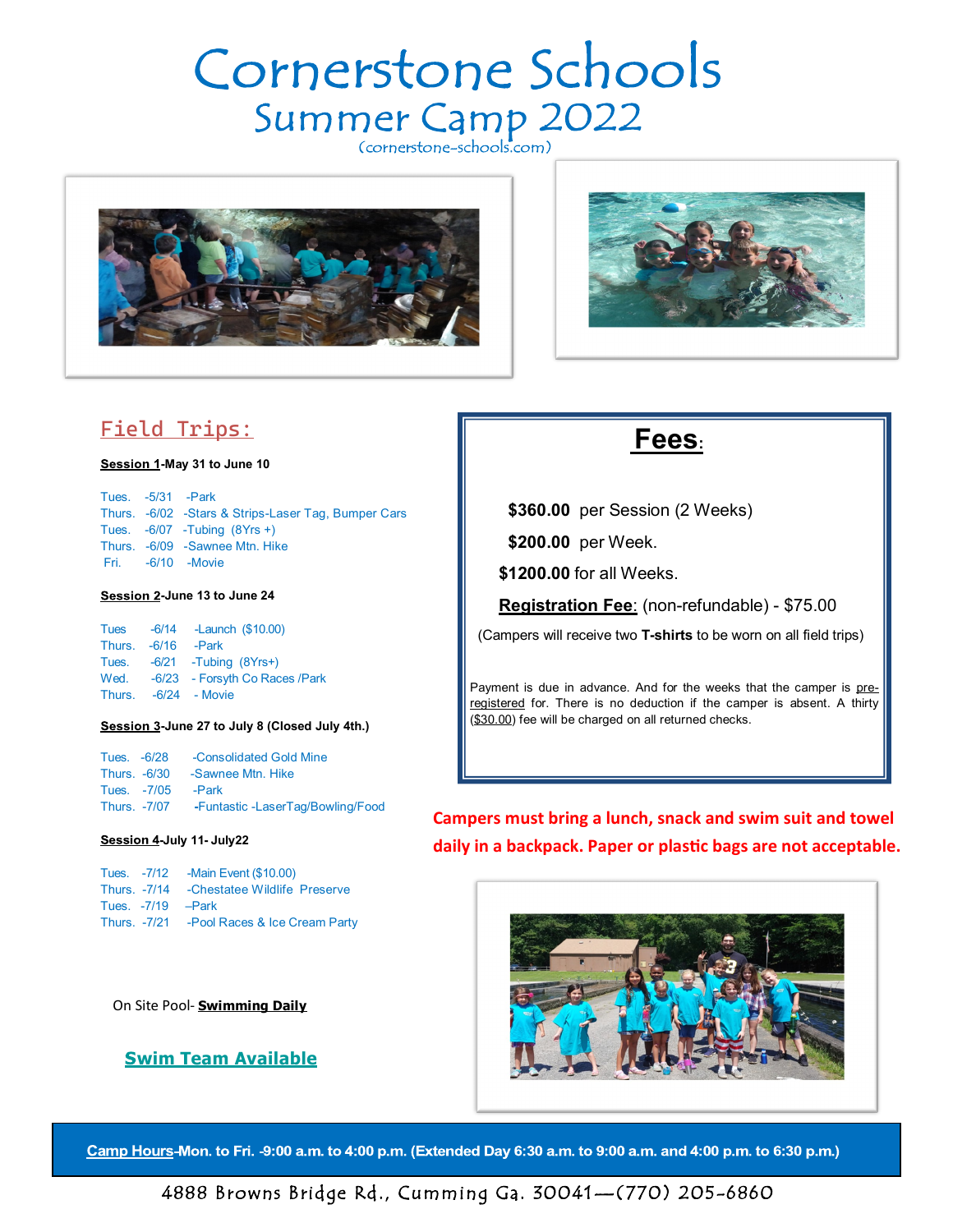# Cornerstone Schools
## Summer Camp 2022
(cornerstone-schools.com)

## Field Trips:

**Session 1-May 31 to June 10**

Tues. -5/31 -Park
Thurs. -6/02 -Stars & Strips-Laser Tag, Bumper Cars
Tues. -6/07 -Tubing (8Yrs +)
Thurs. -6/09 -Sawnee Mtn. Hike
Fri. -6/10 -Movie

**Session 2-June 13 to June 24**

Tues -6/14 -Launch ($10.00)
Thurs. -6/16 -Park
Tues. -6/21 -Tubing (8Yrs+)
Wed. -6/23 - Forsyth Co Races /Park
Thurs. -6/24 - Movie

**Session 3-June 27 to July 8 (Closed July 4th.)**

Tues. -6/28 -Consolidated Gold Mine
Thurs. -6/30 -Sawnee Mtn. Hike
Tues. -7/05 -Park
Thurs. -7/07 -Funtastic -LaserTag/Bowling/Food

**Session 4-July 11- July22**

Tues. -7/12 -Main Event ($10.00)
Thurs. -7/14 -Chestatee Wildlife Preserve
Tues. -7/19 –Park
Thurs. -7/21 -Pool Races & Ice Cream Party

On Site Pool- **Swimming Daily**

**Swim Team Available**

## Fees:

**$360.00** per Session (2 Weeks)

**$200.00** per Week.

**$1200.00** for all Weeks.

**Registration Fee**: (non-refundable) - $75.00

(Campers will receive two **T-shirts** to be worn on all field trips)

Payment is due in advance. And for the weeks that the camper is pre-registered for. There is no deduction if the camper is absent. A thirty ($30.00) fee will be charged on all returned checks.

**Campers must bring a lunch, snack and swim suit and towel daily in a backpack. Paper or plastic bags are not acceptable.**

**Camp Hours-Mon. to Fri. -9:00 a.m. to 4:00 p.m. (Extended Day 6:30 a.m. to 9:00 a.m. and 4:00 p.m. to 6:30 p.m.)**

4888 Browns Bridge Rd., Cumming Ga. 30041—(770) 205-6860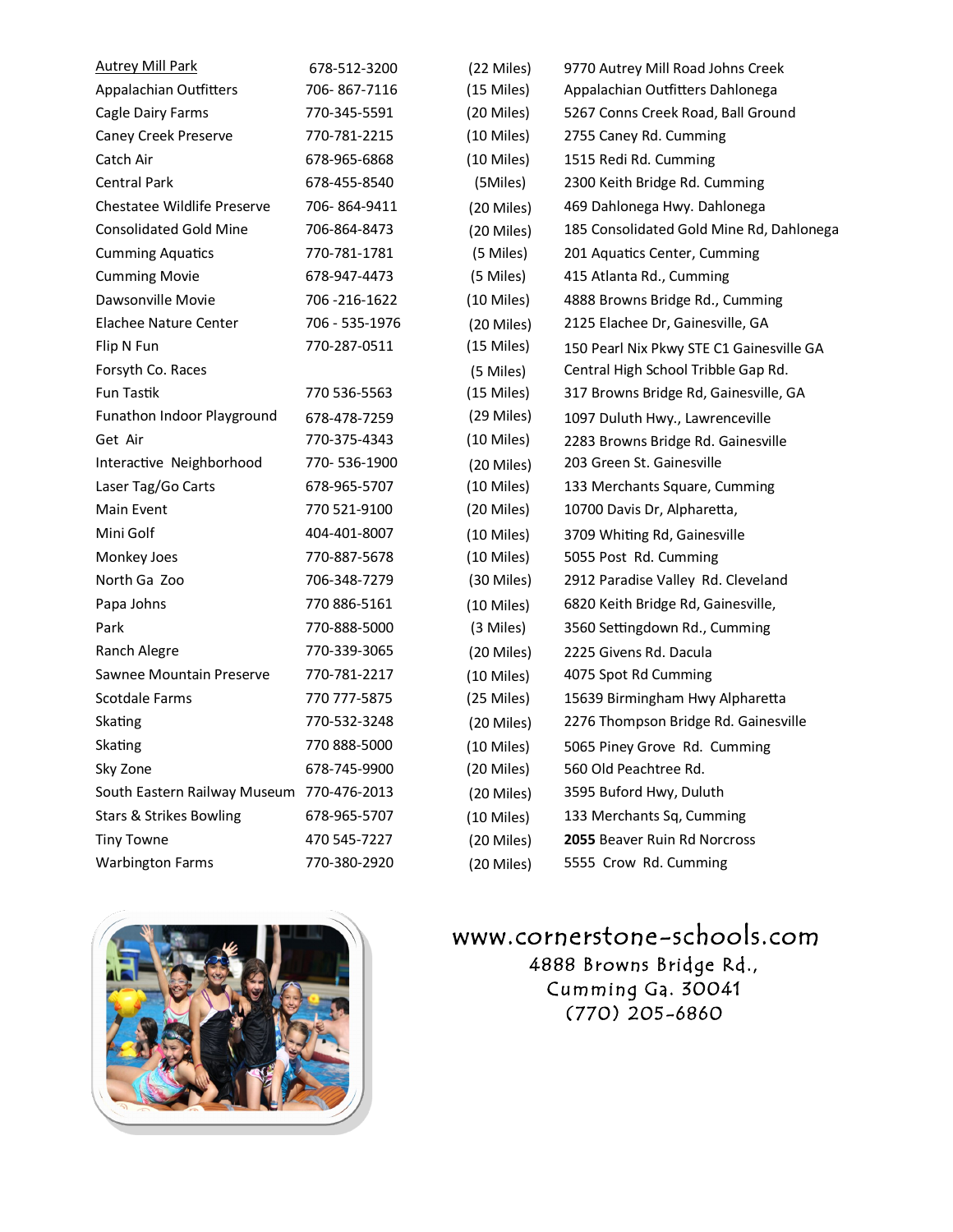| | | | |
|---|---|---|---|
| Autrey Mill Park | 678-512-3200 | (22 Miles) | 9770 Autrey Mill Road Johns Creek |
| Appalachian Outfitters | 706- 867-7116 | (15 Miles) | Appalachian Outfitters Dahlonega |
| Cagle Dairy Farms | 770-345-5591 | (20 Miles) | 5267 Conns Creek Road, Ball Ground |
| Caney Creek Preserve | 770-781-2215 | (10 Miles) | 2755 Caney Rd. Cumming |
| Catch Air | 678-965-6868 | (10 Miles) | 1515 Redi Rd. Cumming |
| Central Park | 678-455-8540 | (5Miles) | 2300 Keith Bridge Rd. Cumming |
| Chestatee Wildlife Preserve | 706- 864-9411 | (20 Miles) | 469 Dahlonega Hwy. Dahlonega |
| Consolidated Gold Mine | 706-864-8473 | (20 Miles) | 185 Consolidated Gold Mine Rd, Dahlonega |
| Cumming Aquatics | 770-781-1781 | (5 Miles) | 201 Aquatics Center, Cumming |
| Cumming Movie | 678-947-4473 | (5 Miles) | 415 Atlanta Rd., Cumming |
| Dawsonville Movie | 706 -216-1622 | (10 Miles) | 4888 Browns Bridge Rd., Cumming |
| Elachee Nature Center | 706 - 535-1976 | (20 Miles) | 2125 Elachee Dr, Gainesville, GA |
| Flip N Fun | 770-287-0511 | (15 Miles) | 150 Pearl Nix Pkwy STE C1 Gainesville GA |
| Forsyth Co. Races | | (5 Miles) | Central High School Tribble Gap Rd. |
| Fun Tastik | 770 536-5563 | (15 Miles) | 317 Browns Bridge Rd, Gainesville, GA |
| Funathon Indoor Playground | 678-478-7259 | (29 Miles) | 1097 Duluth Hwy., Lawrenceville |
| Get Air | 770-375-4343 | (10 Miles) | 2283 Browns Bridge Rd. Gainesville |
| Interactive Neighborhood | 770- 536-1900 | (20 Miles) | 203 Green St. Gainesville |
| Laser Tag/Go Carts | 678-965-5707 | (10 Miles) | 133 Merchants Square, Cumming |
| Main Event | 770 521-9100 | (20 Miles) | 10700 Davis Dr, Alpharetta, |
| Mini Golf | 404-401-8007 | (10 Miles) | 3709 Whiting Rd, Gainesville |
| Monkey Joes | 770-887-5678 | (10 Miles) | 5055 Post Rd. Cumming |
| North Ga Zoo | 706-348-7279 | (30 Miles) | 2912 Paradise Valley Rd. Cleveland |
| Papa Johns | 770 886-5161 | (10 Miles) | 6820 Keith Bridge Rd, Gainesville, |
| Park | 770-888-5000 | (3 Miles) | 3560 Settingdown Rd., Cumming |
| Ranch Alegre | 770-339-3065 | (20 Miles) | 2225 Givens Rd. Dacula |
| Sawnee Mountain Preserve | 770-781-2217 | (10 Miles) | 4075 Spot Rd Cumming |
| Scotdale Farms | 770 777-5875 | (25 Miles) | 15639 Birmingham Hwy Alpharetta |
| Skating | 770-532-3248 | (20 Miles) | 2276 Thompson Bridge Rd. Gainesville |
| Skating | 770 888-5000 | (10 Miles) | 5065 Piney Grove Rd. Cumming |
| Sky Zone | 678-745-9900 | (20 Miles) | 560 Old Peachtree Rd. |
| South Eastern Railway Museum | 770-476-2013 | (20 Miles) | 3595 Buford Hwy, Duluth |
| Stars & Strikes Bowling | 678-965-5707 | (10 Miles) | 133 Merchants Sq, Cumming |
| Tiny Towne | 470 545-7227 | (20 Miles) | **2055** Beaver Ruin Rd Norcross |
| Warbington Farms | 770-380-2920 | (20 Miles) | 5555 Crow Rd. Cumming |

www.cornerstone-schools.com
4888 Browns Bridge Rd.,
Cumming Ga. 30041
(770) 205-6860